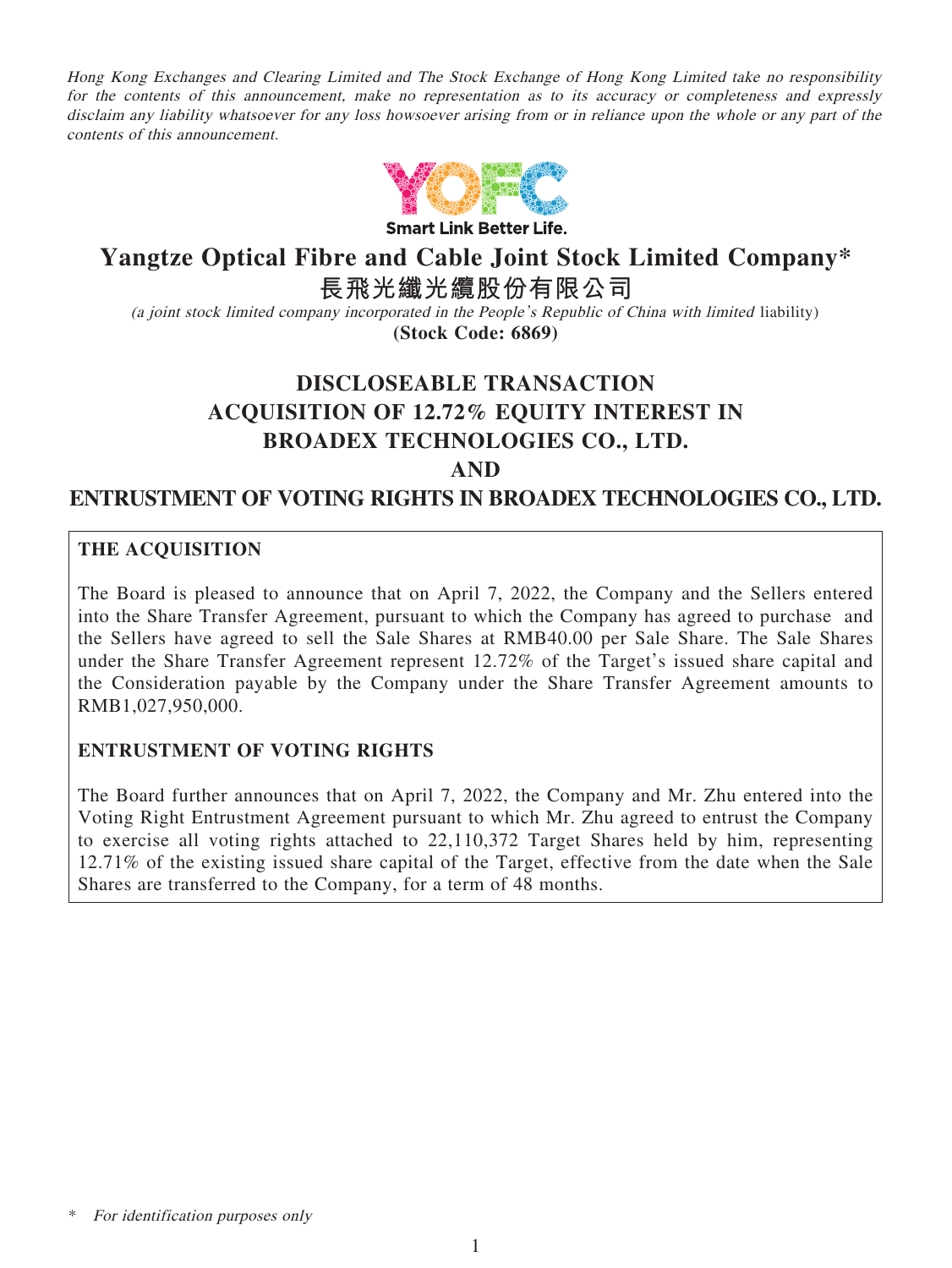*Hong Kong Exchanges and Clearing Limited and The Stock Exchange of Hong Kong Limited take no responsibility for the contents of this announcement, make no representation as to its accuracy or completeness and expressly disclaim any liability whatsoever for any loss howsoever arising from or in reliance upon the whole or any part of the contents of this announcement.*

Smart Link Better Life.

# Yangtze Optical Fibre and Cable Joint Stock Limited Company*

# 長飛光纖光纜股份有限公司

*(a joint stock limited company incorporated in the People's Republic of China with limited* liability)

**(Stock Code: 6869)**

## DISCLOSEABLE TRANSACTION ACQUISITION OF 12.72% EQUITY INTEREST IN BROADEX TECHNOLOGIES CO., LTD. AND ENTRUSTMENT OF VOTING RIGHTS IN BROADEX TECHNOLOGIES CO., LTD.

### THE ACQUISITION

The Board is pleased to announce that on April 7, 2022, the Company and the Sellers entered into the Share Transfer Agreement, pursuant to which the Company has agreed to purchase and the Sellers have agreed to sell the Sale Shares at RMB40.00 per Sale Share. The Sale Shares under the Share Transfer Agreement represent 12.72% of the Target's issued share capital and the Consideration payable by the Company under the Share Transfer Agreement amounts to RMB1,027,950,000.

### ENTRUSTMENT OF VOTING RIGHTS

The Board further announces that on April 7, 2022, the Company and Mr. Zhu entered into the Voting Right Entrustment Agreement pursuant to which Mr. Zhu agreed to entrust the Company to exercise all voting rights attached to 22,110,372 Target Shares held by him, representing 12.71% of the existing issued share capital of the Target, effective from the date when the Sale Shares are transferred to the Company, for a term of 48 months.

\* *For identification purposes only*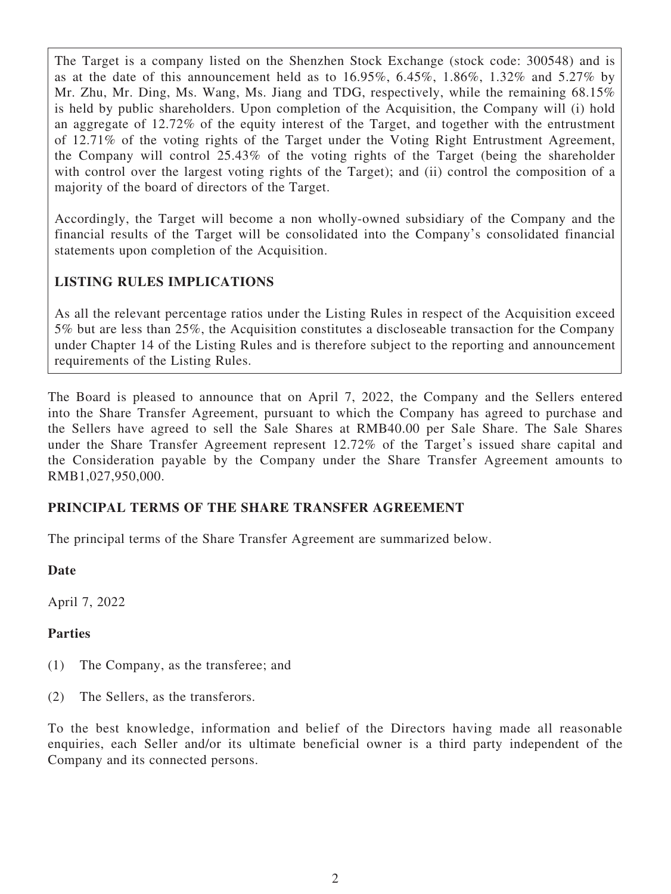The Target is a company listed on the Shenzhen Stock Exchange (stock code: 300548) and is as at the date of this announcement held as to 16.95%, 6.45%, 1.86%, 1.32% and 5.27% by Mr. Zhu, Mr. Ding, Ms. Wang, Ms. Jiang and TDG, respectively, while the remaining 68.15% is held by public shareholders. Upon completion of the Acquisition, the Company will (i) hold an aggregate of 12.72% of the equity interest of the Target, and together with the entrustment of 12.71% of the voting rights of the Target under the Voting Right Entrustment Agreement, the Company will control 25.43% of the voting rights of the Target (being the shareholder with control over the largest voting rights of the Target); and (ii) control the composition of a majority of the board of directors of the Target.

Accordingly, the Target will become a non wholly-owned subsidiary of the Company and the financial results of the Target will be consolidated into the Company's consolidated financial statements upon completion of the Acquisition.

**LISTING RULES IMPLICATIONS**

As all the relevant percentage ratios under the Listing Rules in respect of the Acquisition exceed 5% but are less than 25%, the Acquisition constitutes a discloseable transaction for the Company under Chapter 14 of the Listing Rules and is therefore subject to the reporting and announcement requirements of the Listing Rules.

The Board is pleased to announce that on April 7, 2022, the Company and the Sellers entered into the Share Transfer Agreement, pursuant to which the Company has agreed to purchase and the Sellers have agreed to sell the Sale Shares at RMB40.00 per Sale Share. The Sale Shares under the Share Transfer Agreement represent 12.72% of the Target's issued share capital and the Consideration payable by the Company under the Share Transfer Agreement amounts to RMB1,027,950,000.

## PRINCIPAL TERMS OF THE SHARE TRANSFER AGREEMENT

The principal terms of the Share Transfer Agreement are summarized below.

### Date

April 7, 2022

### Parties

(1) The Company, as the transferee; and

(2) The Sellers, as the transferors.

To the best knowledge, information and belief of the Directors having made all reasonable enquiries, each Seller and/or its ultimate beneficial owner is a third party independent of the Company and its connected persons.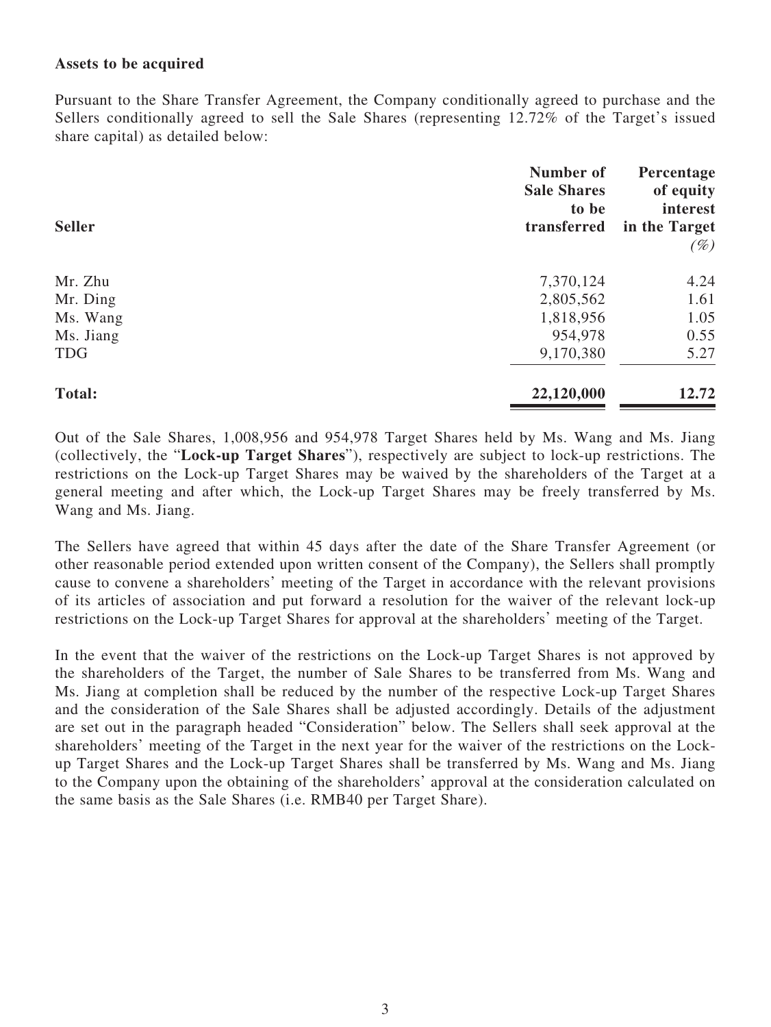**Assets to be acquired**

Pursuant to the Share Transfer Agreement, the Company conditionally agreed to purchase and the Sellers conditionally agreed to sell the Sale Shares (representing 12.72% of the Target's issued share capital) as detailed below:

| Seller | Number of Sale Shares to be transferred | Percentage of equity interest in the Target *(%)* |
|---|---:|---:|
| Mr. Zhu | 7,370,124 | 4.24 |
| Mr. Ding | 2,805,562 | 1.61 |
| Ms. Wang | 1,818,956 | 1.05 |
| Ms. Jiang | 954,978 | 0.55 |
| TDG | 9,170,380 | 5.27 |
| **Total:** | **22,120,000** | **12.72** |

Out of the Sale Shares, 1,008,956 and 954,978 Target Shares held by Ms. Wang and Ms. Jiang (collectively, the "**Lock-up Target Shares**"), respectively are subject to lock-up restrictions. The restrictions on the Lock-up Target Shares may be waived by the shareholders of the Target at a general meeting and after which, the Lock-up Target Shares may be freely transferred by Ms. Wang and Ms. Jiang.

The Sellers have agreed that within 45 days after the date of the Share Transfer Agreement (or other reasonable period extended upon written consent of the Company), the Sellers shall promptly cause to convene a shareholders' meeting of the Target in accordance with the relevant provisions of its articles of association and put forward a resolution for the waiver of the relevant lock-up restrictions on the Lock-up Target Shares for approval at the shareholders' meeting of the Target.

In the event that the waiver of the restrictions on the Lock-up Target Shares is not approved by the shareholders of the Target, the number of Sale Shares to be transferred from Ms. Wang and Ms. Jiang at completion shall be reduced by the number of the respective Lock-up Target Shares and the consideration of the Sale Shares shall be adjusted accordingly. Details of the adjustment are set out in the paragraph headed "Consideration" below. The Sellers shall seek approval at the shareholders' meeting of the Target in the next year for the waiver of the restrictions on the Lock-up Target Shares and the Lock-up Target Shares shall be transferred by Ms. Wang and Ms. Jiang to the Company upon the obtaining of the shareholders' approval at the consideration calculated on the same basis as the Sale Shares (i.e. RMB40 per Target Share).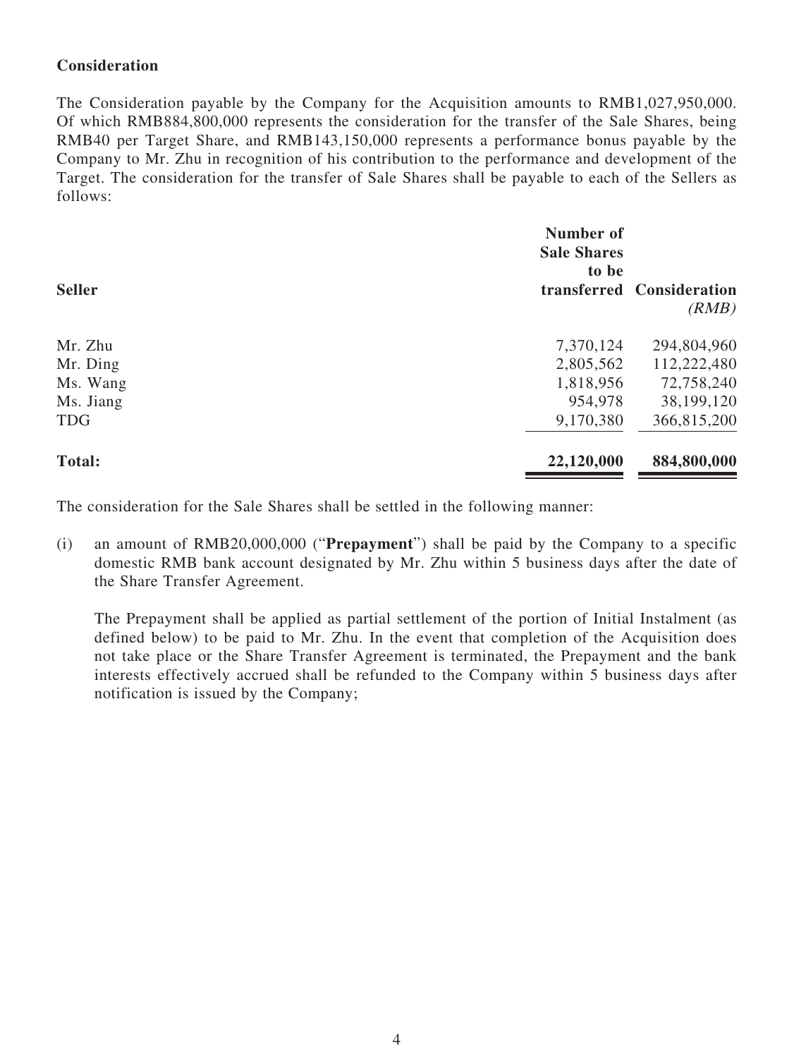**Consideration**

The Consideration payable by the Company for the Acquisition amounts to RMB1,027,950,000. Of which RMB884,800,000 represents the consideration for the transfer of the Sale Shares, being RMB40 per Target Share, and RMB143,150,000 represents a performance bonus payable by the Company to Mr. Zhu in recognition of his contribution to the performance and development of the Target. The consideration for the transfer of Sale Shares shall be payable to each of the Sellers as follows:

| Seller | Number of Sale Shares to be transferred | Consideration *(RMB)* |
|---|---:|---:|
| Mr. Zhu | 7,370,124 | 294,804,960 |
| Mr. Ding | 2,805,562 | 112,222,480 |
| Ms. Wang | 1,818,956 | 72,758,240 |
| Ms. Jiang | 954,978 | 38,199,120 |
| TDG | 9,170,380 | 366,815,200 |
| **Total:** | **22,120,000** | **884,800,000** |

The consideration for the Sale Shares shall be settled in the following manner:

(i) an amount of RMB20,000,000 ("**Prepayment**") shall be paid by the Company to a specific domestic RMB bank account designated by Mr. Zhu within 5 business days after the date of the Share Transfer Agreement.

The Prepayment shall be applied as partial settlement of the portion of Initial Instalment (as defined below) to be paid to Mr. Zhu. In the event that completion of the Acquisition does not take place or the Share Transfer Agreement is terminated, the Prepayment and the bank interests effectively accrued shall be refunded to the Company within 5 business days after notification is issued by the Company;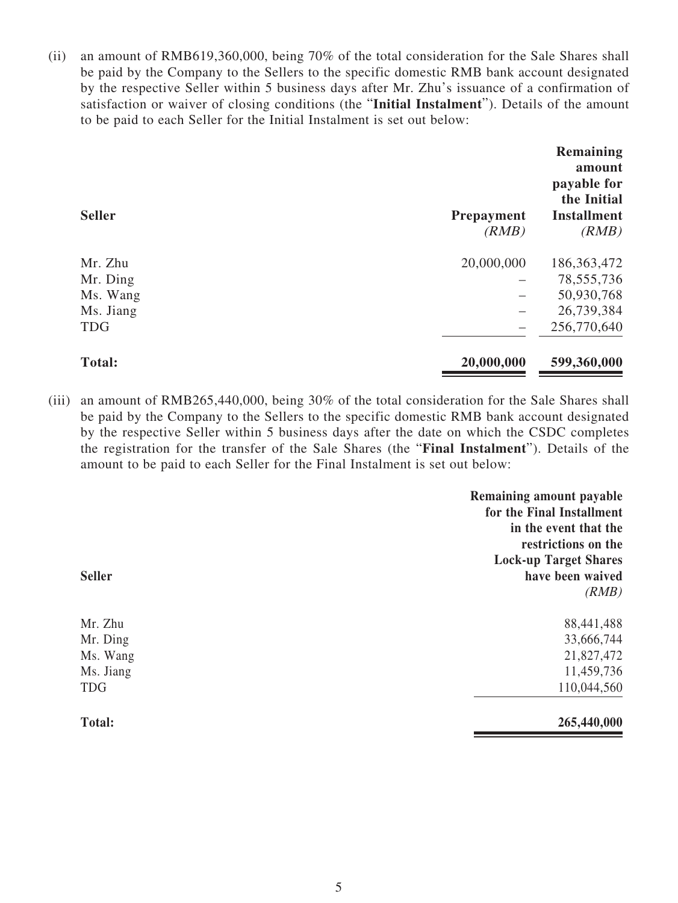(ii) an amount of RMB619,360,000, being 70% of the total consideration for the Sale Shares shall be paid by the Company to the Sellers to the specific domestic RMB bank account designated by the respective Seller within 5 business days after Mr. Zhu's issuance of a confirmation of satisfaction or waiver of closing conditions (the "**Initial Instalment**"). Details of the amount to be paid to each Seller for the Initial Instalment is set out below:

| **Seller** | **Prepayment** *(RMB)* | **Remaining amount payable for the Initial Installment** *(RMB)* |
|---|---:|---:|
| Mr. Zhu | 20,000,000 | 186,363,472 |
| Mr. Ding | – | 78,555,736 |
| Ms. Wang | – | 50,930,768 |
| Ms. Jiang | – | 26,739,384 |
| TDG | – | 256,770,640 |
| **Total:** | **20,000,000** | **599,360,000** |

(iii) an amount of RMB265,440,000, being 30% of the total consideration for the Sale Shares shall be paid by the Company to the Sellers to the specific domestic RMB bank account designated by the respective Seller within 5 business days after the date on which the CSDC completes the registration for the transfer of the Sale Shares (the "**Final Instalment**"). Details of the amount to be paid to each Seller for the Final Instalment is set out below:

| **Seller** | **Remaining amount payable for the Final Installment in the event that the restrictions on the Lock-up Target Shares have been waived** *(RMB)* |
|---|---:|
| Mr. Zhu | 88,441,488 |
| Mr. Ding | 33,666,744 |
| Ms. Wang | 21,827,472 |
| Ms. Jiang | 11,459,736 |
| TDG | 110,044,560 |
| **Total:** | **265,440,000** |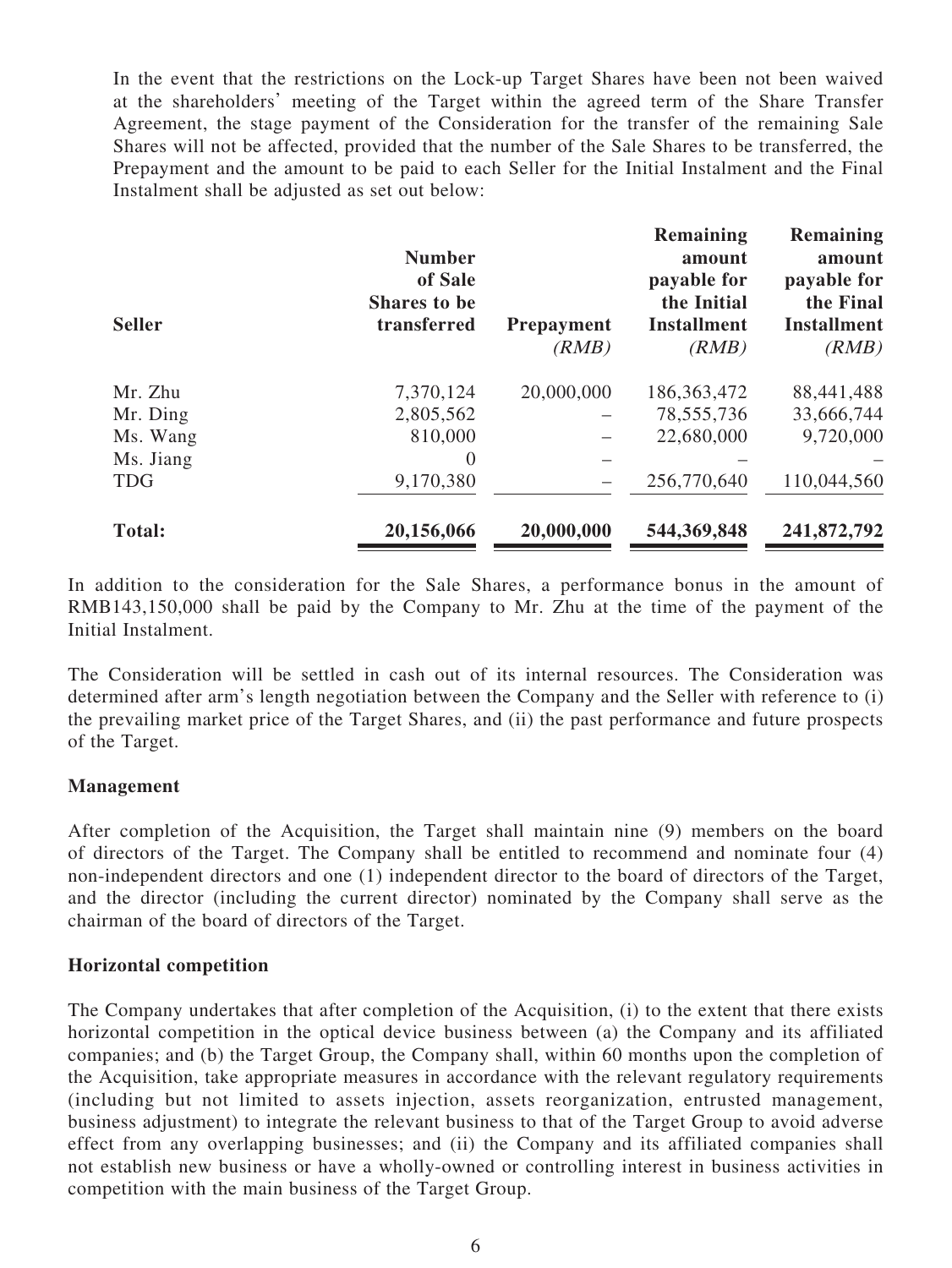In the event that the restrictions on the Lock-up Target Shares have been not been waived at the shareholders' meeting of the Target within the agreed term of the Share Transfer Agreement, the stage payment of the Consideration for the transfer of the remaining Sale Shares will not be affected, provided that the number of the Sale Shares to be transferred, the Prepayment and the amount to be paid to each Seller for the Initial Instalment and the Final Instalment shall be adjusted as set out below:

| Seller | Number of Sale Shares to be transferred | Prepayment *(RMB)* | Remaining amount payable for the Initial Installment *(RMB)* | Remaining amount payable for the Final Installment *(RMB)* |
|---|---|---|---|---|
| Mr. Zhu | 7,370,124 | 20,000,000 | 186,363,472 | 88,441,488 |
| Mr. Ding | 2,805,562 | – | 78,555,736 | 33,666,744 |
| Ms. Wang | 810,000 | – | 22,680,000 | 9,720,000 |
| Ms. Jiang | 0 | – | – | – |
| TDG | 9,170,380 | – | 256,770,640 | 110,044,560 |
| **Total:** | **20,156,066** | **20,000,000** | **544,369,848** | **241,872,792** |

In addition to the consideration for the Sale Shares, a performance bonus in the amount of RMB143,150,000 shall be paid by the Company to Mr. Zhu at the time of the payment of the Initial Instalment.

The Consideration will be settled in cash out of its internal resources. The Consideration was determined after arm's length negotiation between the Company and the Seller with reference to (i) the prevailing market price of the Target Shares, and (ii) the past performance and future prospects of the Target.

**Management**

After completion of the Acquisition, the Target shall maintain nine (9) members on the board of directors of the Target. The Company shall be entitled to recommend and nominate four (4) non-independent directors and one (1) independent director to the board of directors of the Target, and the director (including the current director) nominated by the Company shall serve as the chairman of the board of directors of the Target.

**Horizontal competition**

The Company undertakes that after completion of the Acquisition, (i) to the extent that there exists horizontal competition in the optical device business between (a) the Company and its affiliated companies; and (b) the Target Group, the Company shall, within 60 months upon the completion of the Acquisition, take appropriate measures in accordance with the relevant regulatory requirements (including but not limited to assets injection, assets reorganization, entrusted management, business adjustment) to integrate the relevant business to that of the Target Group to avoid adverse effect from any overlapping businesses; and (ii) the Company and its affiliated companies shall not establish new business or have a wholly-owned or controlling interest in business activities in competition with the main business of the Target Group.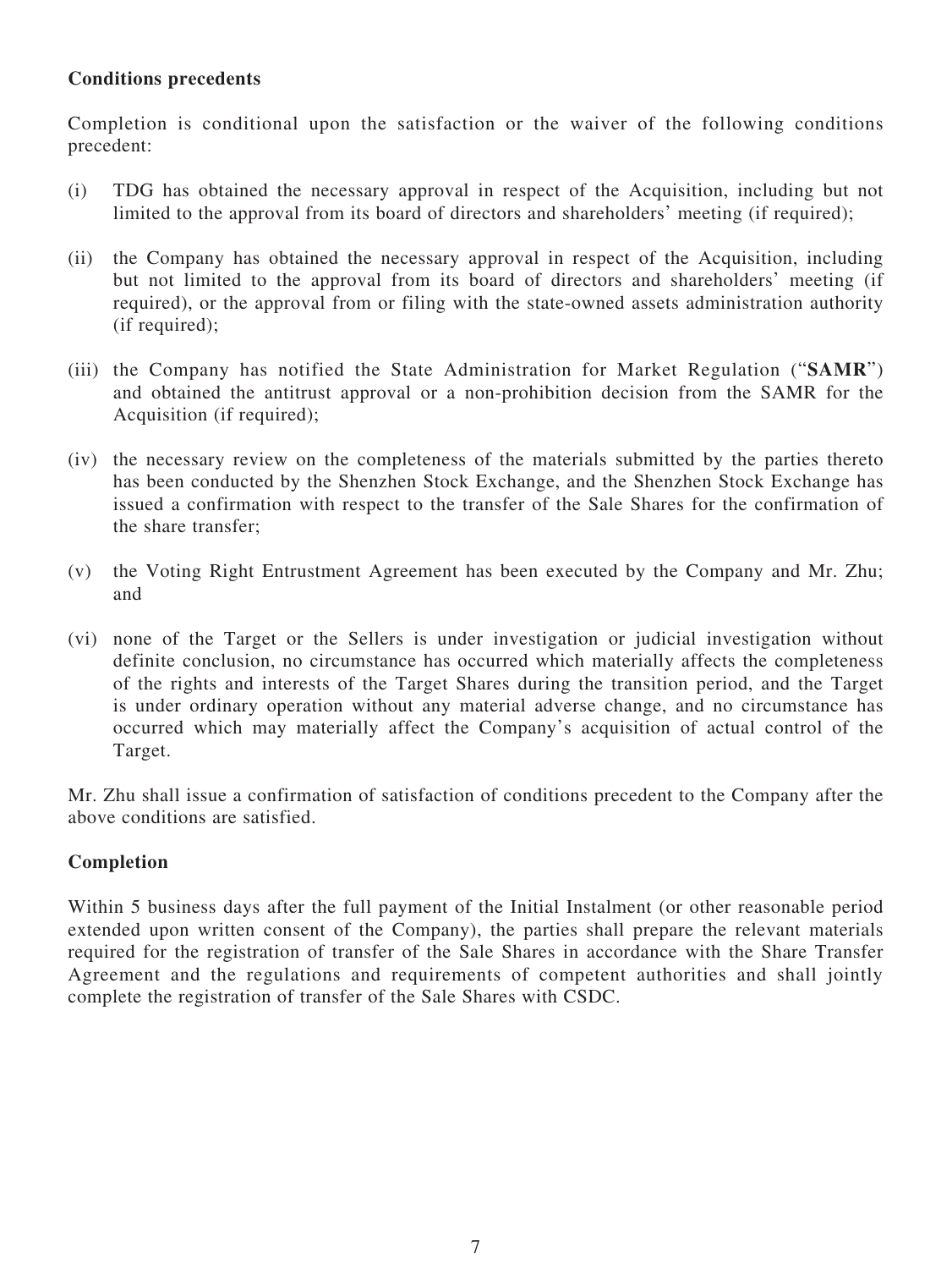**Conditions precedents**

Completion is conditional upon the satisfaction or the waiver of the following conditions precedent:

(i) TDG has obtained the necessary approval in respect of the Acquisition, including but not limited to the approval from its board of directors and shareholders' meeting (if required);

(ii) the Company has obtained the necessary approval in respect of the Acquisition, including but not limited to the approval from its board of directors and shareholders' meeting (if required), or the approval from or filing with the state-owned assets administration authority (if required);

(iii) the Company has notified the State Administration for Market Regulation ("**SAMR**") and obtained the antitrust approval or a non-prohibition decision from the SAMR for the Acquisition (if required);

(iv) the necessary review on the completeness of the materials submitted by the parties thereto has been conducted by the Shenzhen Stock Exchange, and the Shenzhen Stock Exchange has issued a confirmation with respect to the transfer of the Sale Shares for the confirmation of the share transfer;

(v) the Voting Right Entrustment Agreement has been executed by the Company and Mr. Zhu; and

(vi) none of the Target or the Sellers is under investigation or judicial investigation without definite conclusion, no circumstance has occurred which materially affects the completeness of the rights and interests of the Target Shares during the transition period, and the Target is under ordinary operation without any material adverse change, and no circumstance has occurred which may materially affect the Company's acquisition of actual control of the Target.

Mr. Zhu shall issue a confirmation of satisfaction of conditions precedent to the Company after the above conditions are satisfied.

**Completion**

Within 5 business days after the full payment of the Initial Instalment (or other reasonable period extended upon written consent of the Company), the parties shall prepare the relevant materials required for the registration of transfer of the Sale Shares in accordance with the Share Transfer Agreement and the regulations and requirements of competent authorities and shall jointly complete the registration of transfer of the Sale Shares with CSDC.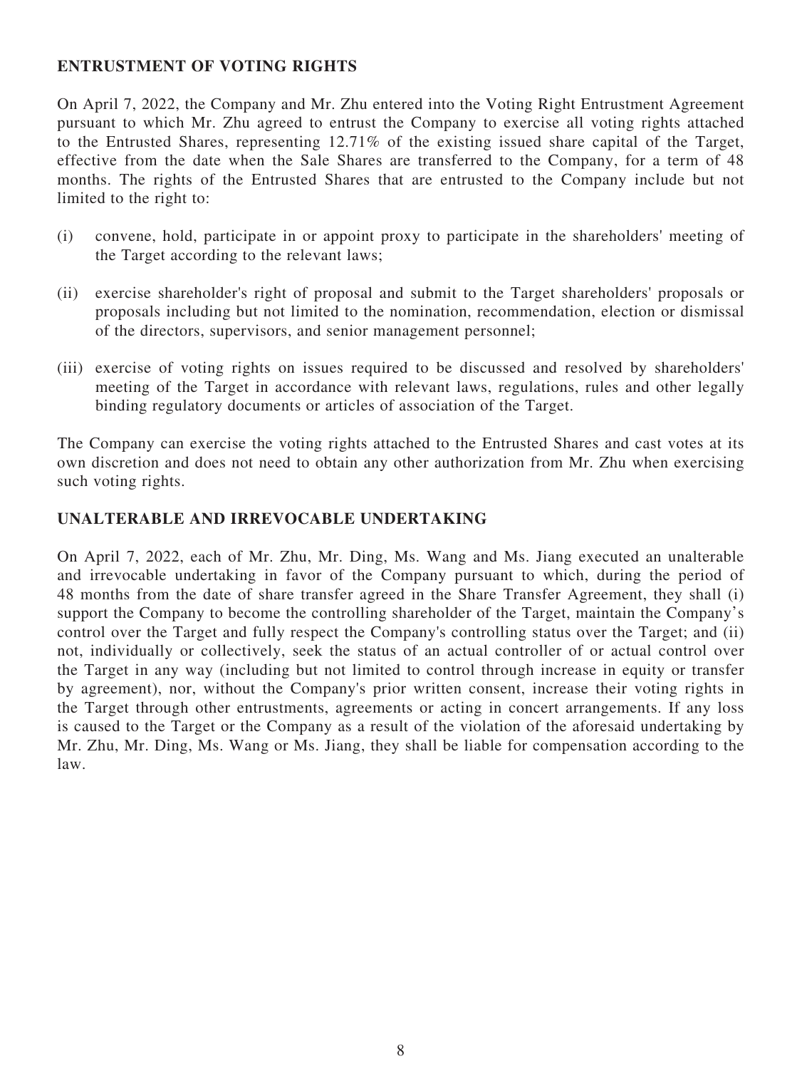**ENTRUSTMENT OF VOTING RIGHTS**

On April 7, 2022, the Company and Mr. Zhu entered into the Voting Right Entrustment Agreement pursuant to which Mr. Zhu agreed to entrust the Company to exercise all voting rights attached to the Entrusted Shares, representing 12.71% of the existing issued share capital of the Target, effective from the date when the Sale Shares are transferred to the Company, for a term of 48 months. The rights of the Entrusted Shares that are entrusted to the Company include but not limited to the right to:

(i) convene, hold, participate in or appoint proxy to participate in the shareholders' meeting of the Target according to the relevant laws;

(ii) exercise shareholder's right of proposal and submit to the Target shareholders' proposals or proposals including but not limited to the nomination, recommendation, election or dismissal of the directors, supervisors, and senior management personnel;

(iii) exercise of voting rights on issues required to be discussed and resolved by shareholders' meeting of the Target in accordance with relevant laws, regulations, rules and other legally binding regulatory documents or articles of association of the Target.

The Company can exercise the voting rights attached to the Entrusted Shares and cast votes at its own discretion and does not need to obtain any other authorization from Mr. Zhu when exercising such voting rights.

**UNALTERABLE AND IRREVOCABLE UNDERTAKING**

On April 7, 2022, each of Mr. Zhu, Mr. Ding, Ms. Wang and Ms. Jiang executed an unalterable and irrevocable undertaking in favor of the Company pursuant to which, during the period of 48 months from the date of share transfer agreed in the Share Transfer Agreement, they shall (i) support the Company to become the controlling shareholder of the Target, maintain the Company's control over the Target and fully respect the Company's controlling status over the Target; and (ii) not, individually or collectively, seek the status of an actual controller of or actual control over the Target in any way (including but not limited to control through increase in equity or transfer by agreement), nor, without the Company's prior written consent, increase their voting rights in the Target through other entrustments, agreements or acting in concert arrangements. If any loss is caused to the Target or the Company as a result of the violation of the aforesaid undertaking by Mr. Zhu, Mr. Ding, Ms. Wang or Ms. Jiang, they shall be liable for compensation according to the law.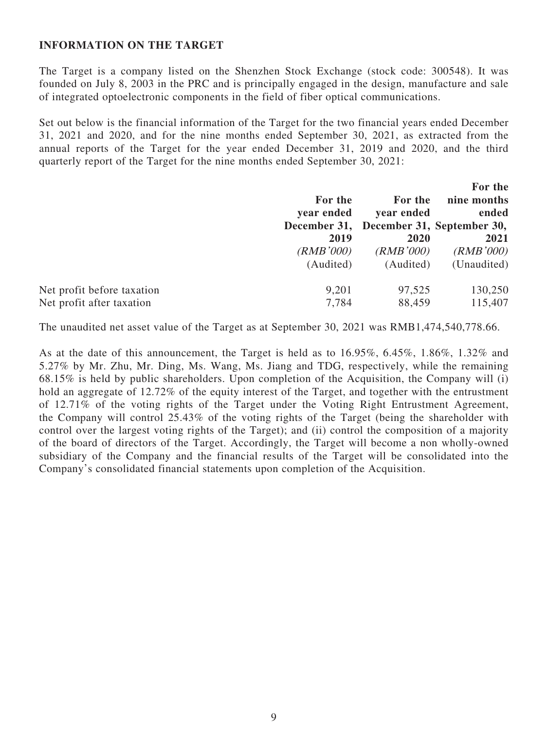**INFORMATION ON THE TARGET**

The Target is a company listed on the Shenzhen Stock Exchange (stock code: 300548). It was founded on July 8, 2003 in the PRC and is principally engaged in the design, manufacture and sale of integrated optoelectronic components in the field of fiber optical communications.

Set out below is the financial information of the Target for the two financial years ended December 31, 2021 and 2020, and for the nine months ended September 30, 2021, as extracted from the annual reports of the Target for the year ended December 31, 2019 and 2020, and the third quarterly report of the Target for the nine months ended September 30, 2021:

| | For the year ended December 31, 2019 | For the year ended December 31, 2020 | For the nine months ended September 30, 2021 |
|---|---|---|---|
| | *(RMB'000)* | *(RMB'000)* | *(RMB'000)* |
| | (Audited) | (Audited) | (Unaudited) |
| Net profit before taxation | 9,201 | 97,525 | 130,250 |
| Net profit after taxation | 7,784 | 88,459 | 115,407 |

The unaudited net asset value of the Target as at September 30, 2021 was RMB1,474,540,778.66.

As at the date of this announcement, the Target is held as to 16.95%, 6.45%, 1.86%, 1.32% and 5.27% by Mr. Zhu, Mr. Ding, Ms. Wang, Ms. Jiang and TDG, respectively, while the remaining 68.15% is held by public shareholders. Upon completion of the Acquisition, the Company will (i) hold an aggregate of 12.72% of the equity interest of the Target, and together with the entrustment of 12.71% of the voting rights of the Target under the Voting Right Entrustment Agreement, the Company will control 25.43% of the voting rights of the Target (being the shareholder with control over the largest voting rights of the Target); and (ii) control the composition of a majority of the board of directors of the Target. Accordingly, the Target will become a non wholly-owned subsidiary of the Company and the financial results of the Target will be consolidated into the Company's consolidated financial statements upon completion of the Acquisition.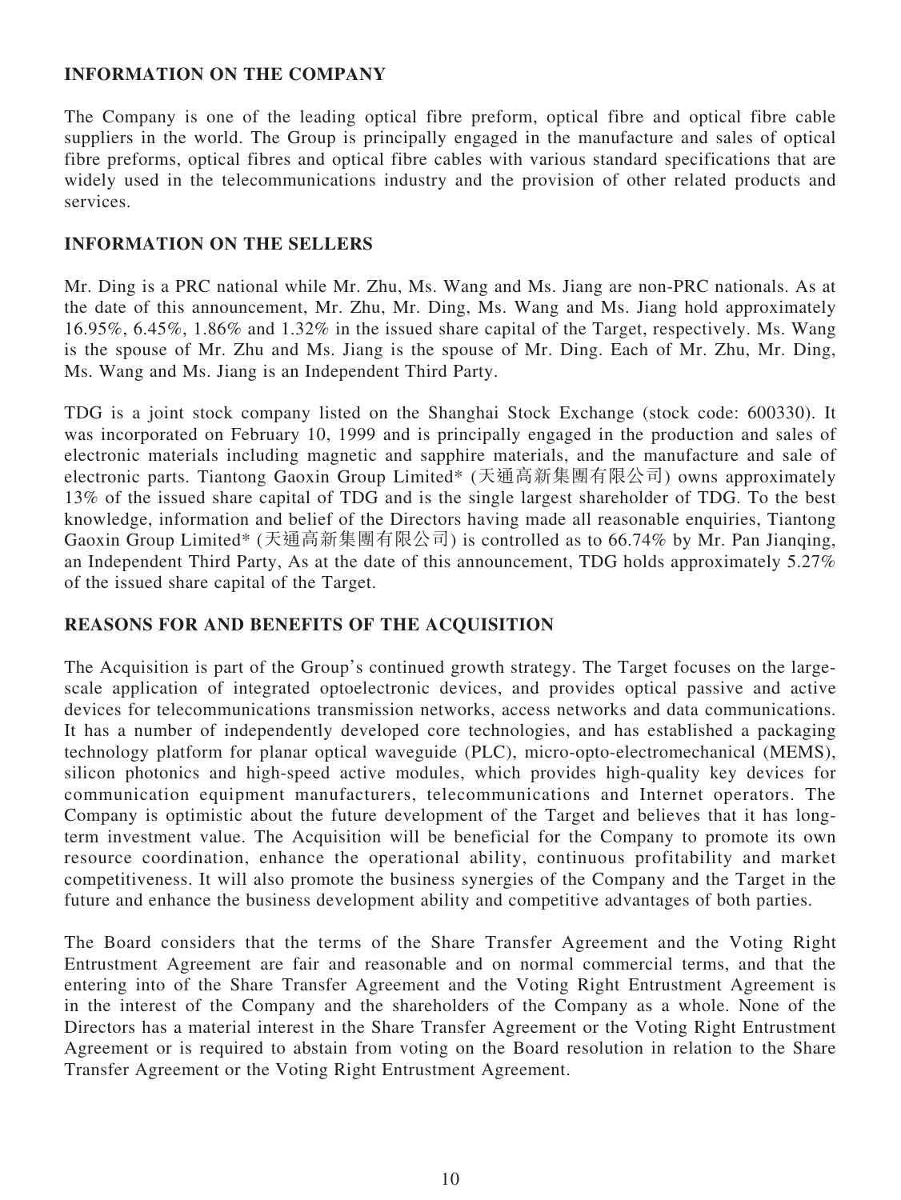## INFORMATION ON THE COMPANY

The Company is one of the leading optical fibre preform, optical fibre and optical fibre cable suppliers in the world. The Group is principally engaged in the manufacture and sales of optical fibre preforms, optical fibres and optical fibre cables with various standard specifications that are widely used in the telecommunications industry and the provision of other related products and services.

## INFORMATION ON THE SELLERS

Mr. Ding is a PRC national while Mr. Zhu, Ms. Wang and Ms. Jiang are non-PRC nationals. As at the date of this announcement, Mr. Zhu, Mr. Ding, Ms. Wang and Ms. Jiang hold approximately 16.95%, 6.45%, 1.86% and 1.32% in the issued share capital of the Target, respectively. Ms. Wang is the spouse of Mr. Zhu and Ms. Jiang is the spouse of Mr. Ding. Each of Mr. Zhu, Mr. Ding, Ms. Wang and Ms. Jiang is an Independent Third Party.

TDG is a joint stock company listed on the Shanghai Stock Exchange (stock code: 600330). It was incorporated on February 10, 1999 and is principally engaged in the production and sales of electronic materials including magnetic and sapphire materials, and the manufacture and sale of electronic parts. Tiantong Gaoxin Group Limited* (天通高新集團有限公司) owns approximately 13% of the issued share capital of TDG and is the single largest shareholder of TDG. To the best knowledge, information and belief of the Directors having made all reasonable enquiries, Tiantong Gaoxin Group Limited* (天通高新集團有限公司) is controlled as to 66.74% by Mr. Pan Jianqing, an Independent Third Party, As at the date of this announcement, TDG holds approximately 5.27% of the issued share capital of the Target.

## REASONS FOR AND BENEFITS OF THE ACQUISITION

The Acquisition is part of the Group's continued growth strategy. The Target focuses on the large-scale application of integrated optoelectronic devices, and provides optical passive and active devices for telecommunications transmission networks, access networks and data communications. It has a number of independently developed core technologies, and has established a packaging technology platform for planar optical waveguide (PLC), micro-opto-electromechanical (MEMS), silicon photonics and high-speed active modules, which provides high-quality key devices for communication equipment manufacturers, telecommunications and Internet operators. The Company is optimistic about the future development of the Target and believes that it has long-term investment value. The Acquisition will be beneficial for the Company to promote its own resource coordination, enhance the operational ability, continuous profitability and market competitiveness. It will also promote the business synergies of the Company and the Target in the future and enhance the business development ability and competitive advantages of both parties.

The Board considers that the terms of the Share Transfer Agreement and the Voting Right Entrustment Agreement are fair and reasonable and on normal commercial terms, and that the entering into of the Share Transfer Agreement and the Voting Right Entrustment Agreement is in the interest of the Company and the shareholders of the Company as a whole. None of the Directors has a material interest in the Share Transfer Agreement or the Voting Right Entrustment Agreement or is required to abstain from voting on the Board resolution in relation to the Share Transfer Agreement or the Voting Right Entrustment Agreement.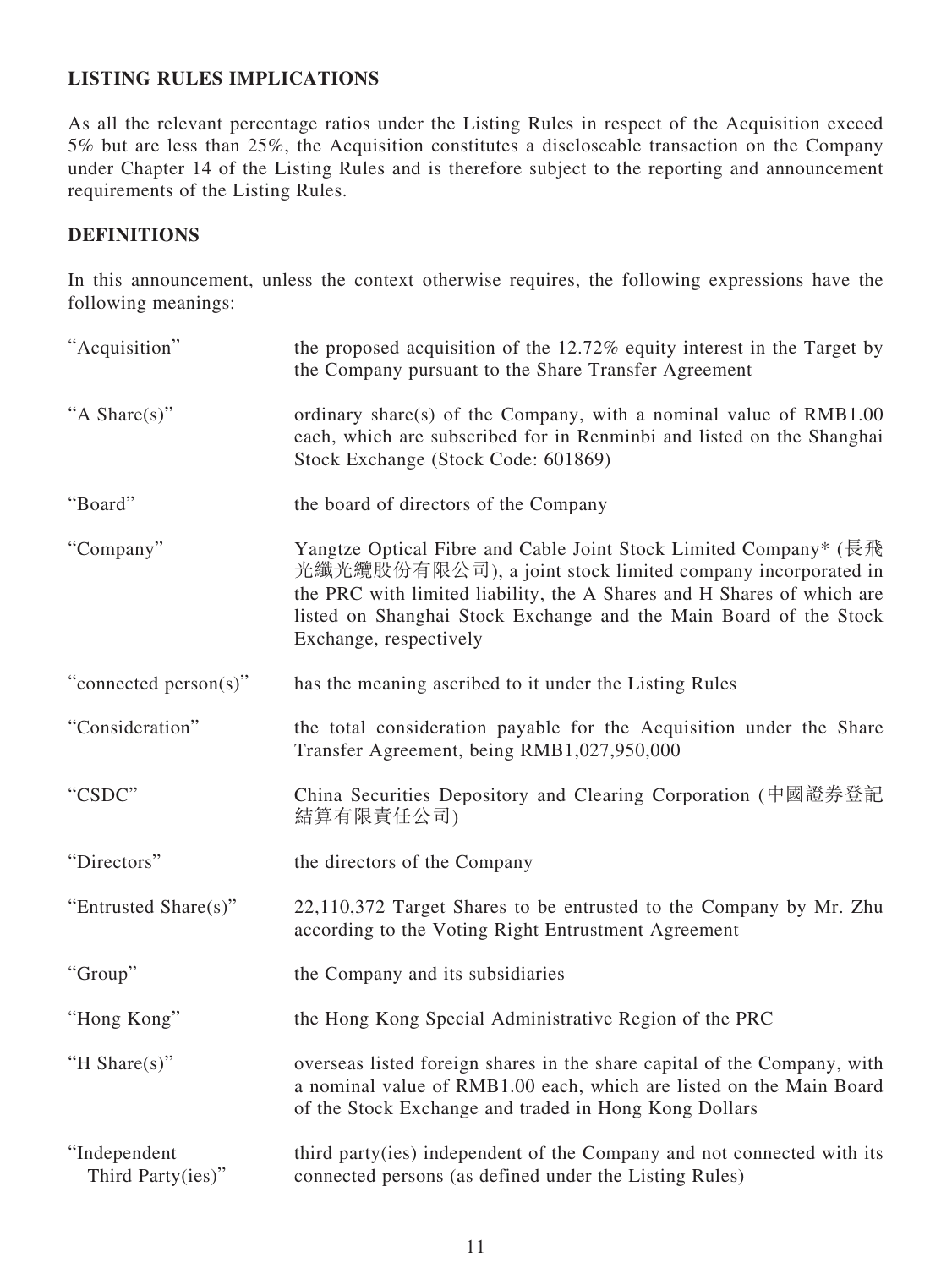## LISTING RULES IMPLICATIONS

As all the relevant percentage ratios under the Listing Rules in respect of the Acquisition exceed 5% but are less than 25%, the Acquisition constitutes a discloseable transaction on the Company under Chapter 14 of the Listing Rules and is therefore subject to the reporting and announcement requirements of the Listing Rules.

## DEFINITIONS

In this announcement, unless the context otherwise requires, the following expressions have the following meanings:

| | |
|---|---|
| "Acquisition" | the proposed acquisition of the 12.72% equity interest in the Target by the Company pursuant to the Share Transfer Agreement |
| "A Share(s)" | ordinary share(s) of the Company, with a nominal value of RMB1.00 each, which are subscribed for in Renminbi and listed on the Shanghai Stock Exchange (Stock Code: 601869) |
| "Board" | the board of directors of the Company |
| "Company" | Yangtze Optical Fibre and Cable Joint Stock Limited Company* (長飛光纖光纜股份有限公司), a joint stock limited company incorporated in the PRC with limited liability, the A Shares and H Shares of which are listed on Shanghai Stock Exchange and the Main Board of the Stock Exchange, respectively |
| "connected person(s)" | has the meaning ascribed to it under the Listing Rules |
| "Consideration" | the total consideration payable for the Acquisition under the Share Transfer Agreement, being RMB1,027,950,000 |
| "CSDC" | China Securities Depository and Clearing Corporation (中國證券登記結算有限責任公司) |
| "Directors" | the directors of the Company |
| "Entrusted Share(s)" | 22,110,372 Target Shares to be entrusted to the Company by Mr. Zhu according to the Voting Right Entrustment Agreement |
| "Group" | the Company and its subsidiaries |
| "Hong Kong" | the Hong Kong Special Administrative Region of the PRC |
| "H Share(s)" | overseas listed foreign shares in the share capital of the Company, with a nominal value of RMB1.00 each, which are listed on the Main Board of the Stock Exchange and traded in Hong Kong Dollars |
| "Independent Third Party(ies)" | third party(ies) independent of the Company and not connected with its connected persons (as defined under the Listing Rules) |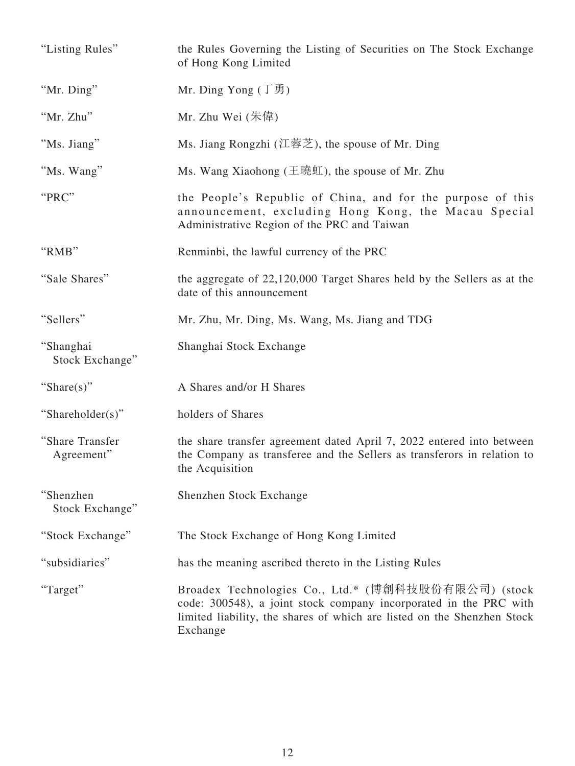| | |
|---|---|
| "Listing Rules" | the Rules Governing the Listing of Securities on The Stock Exchange of Hong Kong Limited |
| "Mr. Ding" | Mr. Ding Yong (丁勇) |
| "Mr. Zhu" | Mr. Zhu Wei (朱偉) |
| "Ms. Jiang" | Ms. Jiang Rongzhi (江蓉芝), the spouse of Mr. Ding |
| "Ms. Wang" | Ms. Wang Xiaohong (王曉虹), the spouse of Mr. Zhu |
| "PRC" | the People's Republic of China, and for the purpose of this announcement, excluding Hong Kong, the Macau Special Administrative Region of the PRC and Taiwan |
| "RMB" | Renminbi, the lawful currency of the PRC |
| "Sale Shares" | the aggregate of 22,120,000 Target Shares held by the Sellers as at the date of this announcement |
| "Sellers" | Mr. Zhu, Mr. Ding, Ms. Wang, Ms. Jiang and TDG |
| "Shanghai Stock Exchange" | Shanghai Stock Exchange |
| "Share(s)" | A Shares and/or H Shares |
| "Shareholder(s)" | holders of Shares |
| "Share Transfer Agreement" | the share transfer agreement dated April 7, 2022 entered into between the Company as transferee and the Sellers as transferors in relation to the Acquisition |
| "Shenzhen Stock Exchange" | Shenzhen Stock Exchange |
| "Stock Exchange" | The Stock Exchange of Hong Kong Limited |
| "subsidiaries" | has the meaning ascribed thereto in the Listing Rules |
| "Target" | Broadex Technologies Co., Ltd.* (博創科技股份有限公司) (stock code: 300548), a joint stock company incorporated in the PRC with limited liability, the shares of which are listed on the Shenzhen Stock Exchange |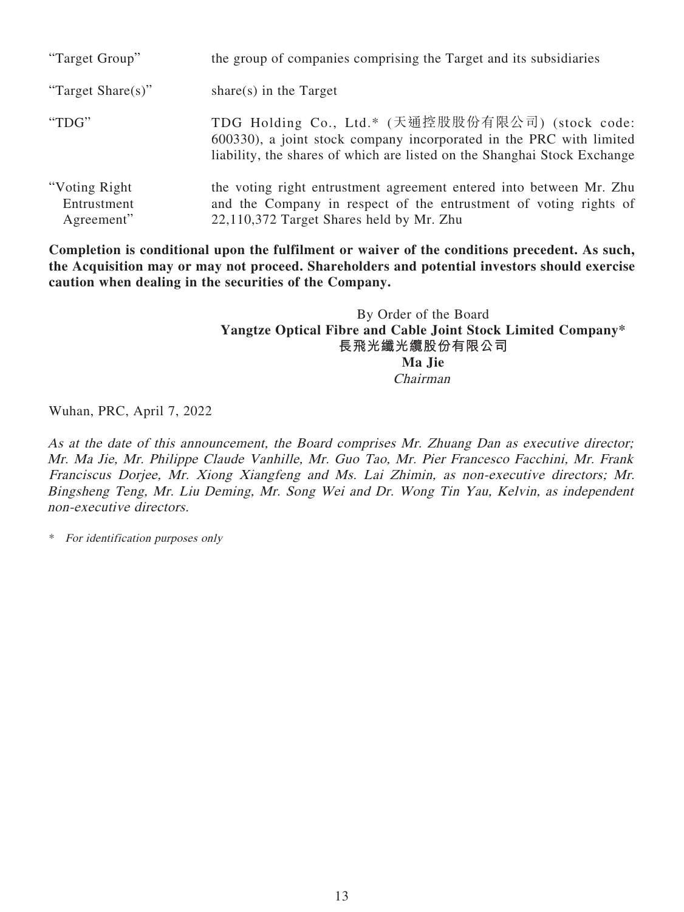| | |
|---|---|
| "Target Group" | the group of companies comprising the Target and its subsidiaries |
| "Target Share(s)" | share(s) in the Target |
| "TDG" | TDG Holding Co., Ltd.* (天通控股股份有限公司) (stock code: 600330), a joint stock company incorporated in the PRC with limited liability, the shares of which are listed on the Shanghai Stock Exchange |
| "Voting Right Entrustment Agreement" | the voting right entrustment agreement entered into between Mr. Zhu and the Company in respect of the entrustment of voting rights of 22,110,372 Target Shares held by Mr. Zhu |

**Completion is conditional upon the fulfilment or waiver of the conditions precedent. As such, the Acquisition may or may not proceed. Shareholders and potential investors should exercise caution when dealing in the securities of the Company.**

By Order of the Board
**Yangtze Optical Fibre and Cable Joint Stock Limited Company***
**長飛光纖光纜股份有限公司**
**Ma Jie**
*Chairman*

Wuhan, PRC, April 7, 2022

*As at the date of this announcement, the Board comprises Mr. Zhuang Dan as executive director; Mr. Ma Jie, Mr. Philippe Claude Vanhille, Mr. Guo Tao, Mr. Pier Francesco Facchini, Mr. Frank Franciscus Dorjee, Mr. Xiong Xiangfeng and Ms. Lai Zhimin, as non-executive directors; Mr. Bingsheng Teng, Mr. Liu Deming, Mr. Song Wei and Dr. Wong Tin Yau, Kelvin, as independent non-executive directors.*

\* *For identification purposes only*